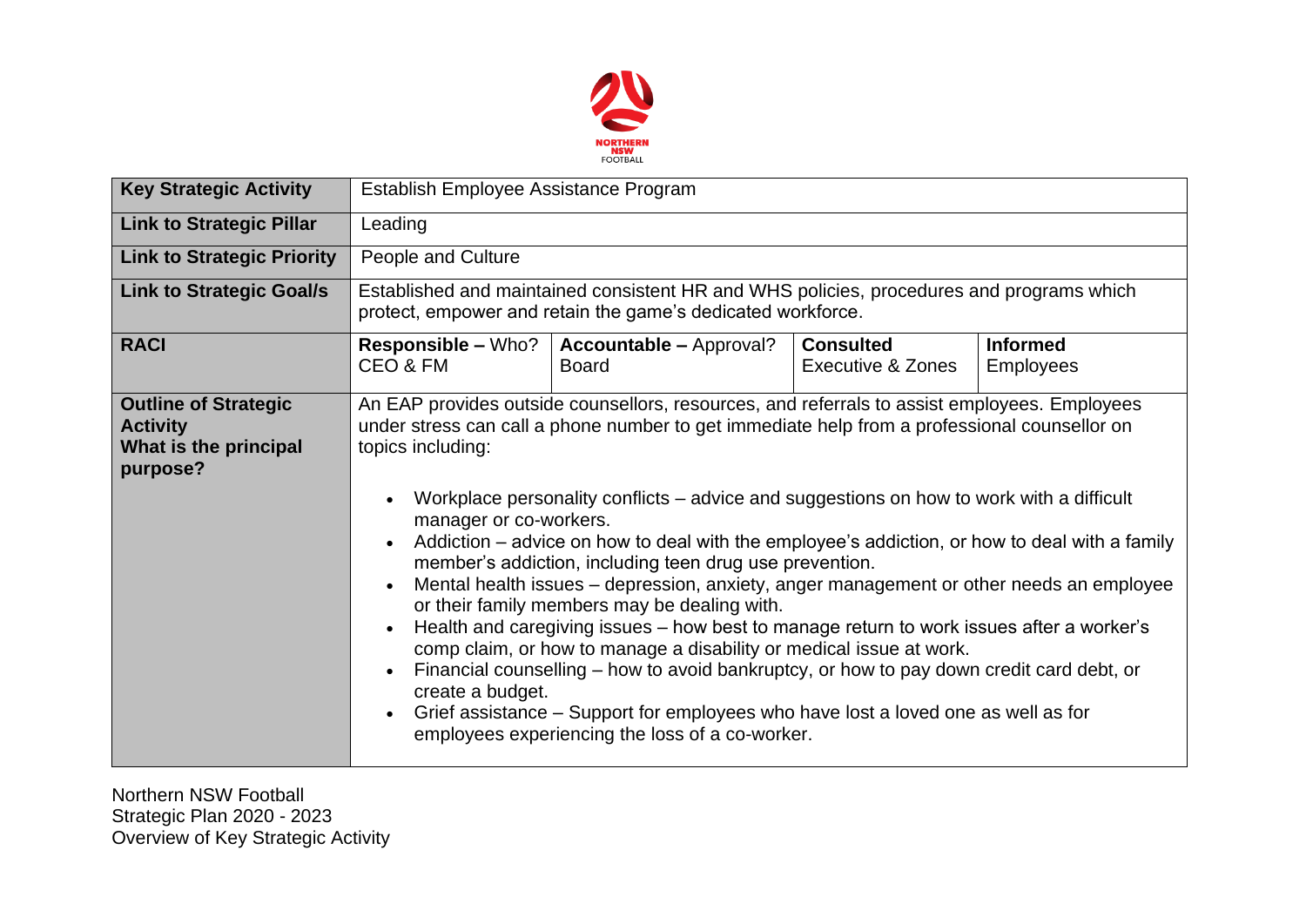| Key Strategic Activity | Establish Employee Assistance Program | | | |
|---|---|---|---|---|
| **Link to Strategic Pillar** | Leading | | | |
| **Link to Strategic Priority** | People and Culture | | | |
| **Link to Strategic Goal/s** | Established and maintained consistent HR and WHS policies, procedures and programs which protect, empower and retain the game's dedicated workforce. | | | |
| **RACI** | **Responsible –** Who?<br>CEO & FM | **Accountable –** Approval?<br>Board | **Consulted**<br>Executive & Zones | **Informed**<br>Employees |
| **Outline of Strategic Activity**<br>**What is the principal purpose?** | An EAP provides outside counsellors, resources, and referrals to assist employees. Employees under stress can call a phone number to get immediate help from a professional counsellor on topics including:<br><br>• Workplace personality conflicts – advice and suggestions on how to work with a difficult manager or co-workers.<br>• Addiction – advice on how to deal with the employee's addiction, or how to deal with a family member's addiction, including teen drug use prevention.<br>• Mental health issues – depression, anxiety, anger management or other needs an employee or their family members may be dealing with.<br>• Health and caregiving issues – how best to manage return to work issues after a worker's comp claim, or how to manage a disability or medical issue at work.<br>• Financial counselling – how to avoid bankruptcy, or how to pay down credit card debt, or create a budget.<br>• Grief assistance – Support for employees who have lost a loved one as well as for employees experiencing the loss of a co-worker. | | | |

Northern NSW Football
Strategic Plan 2020 - 2023
Overview of Key Strategic Activity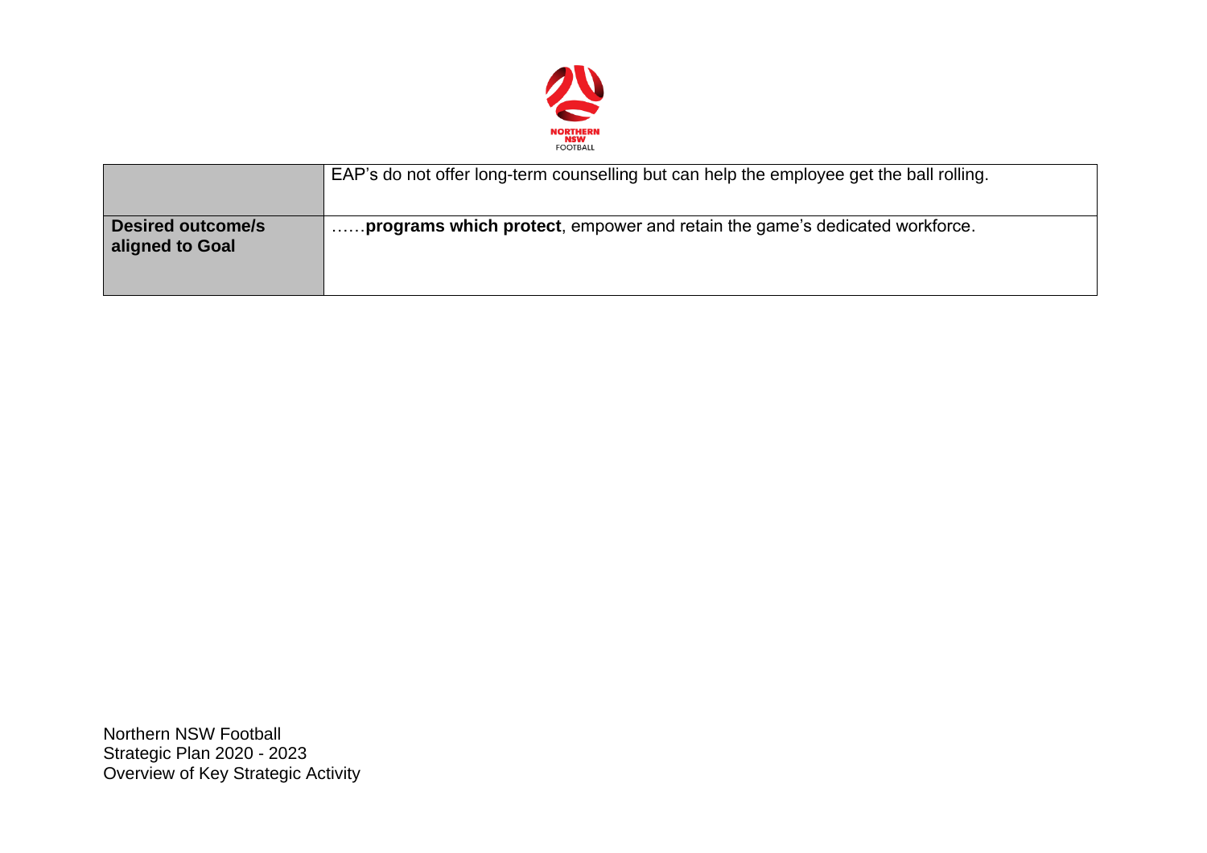|  |  |
| --- | --- |
|  | EAP’s do not offer long-term counselling but can help the employee get the ball rolling. |
| **Desired outcome/s aligned to Goal** | ……**programs which protect**, empower and retain the game’s dedicated workforce. |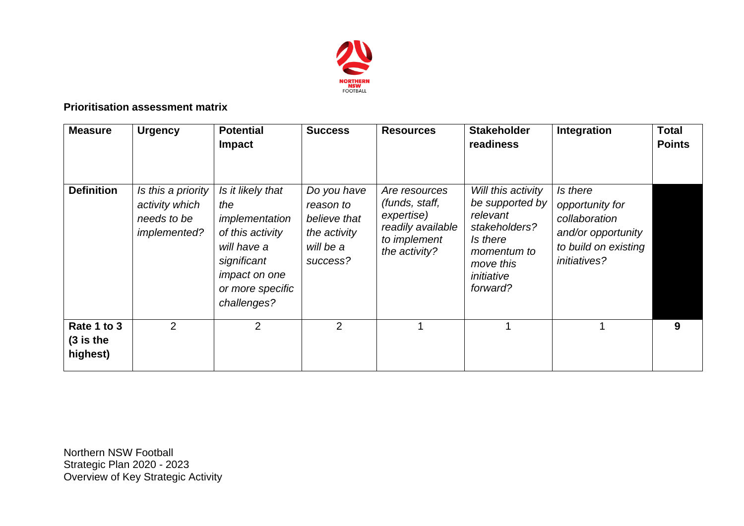**Prioritisation assessment matrix**

| Measure | Urgency | Potential Impact | Success | Resources | Stakeholder readiness | Integration | Total Points |
|---|---|---|---|---|---|---|---|
| **Definition** | *Is this a priority activity which needs to be implemented?* | *Is it likely that the implementation of this activity will have a significant impact on one or more specific challenges?* | *Do you have reason to believe that the activity will be a success?* | *Are resources (funds, staff, expertise) readily available to implement the activity?* | *Will this activity be supported by relevant stakeholders? Is there momentum to move this initiative forward?* | *Is there opportunity for collaboration and/or opportunity to build on existing initiatives?* | |
| **Rate 1 to 3 (3 is the highest)** | 2 | 2 | 2 | 1 | 1 | 1 | **9** |

Northern NSW Football
Strategic Plan 2020 - 2023
Overview of Key Strategic Activity